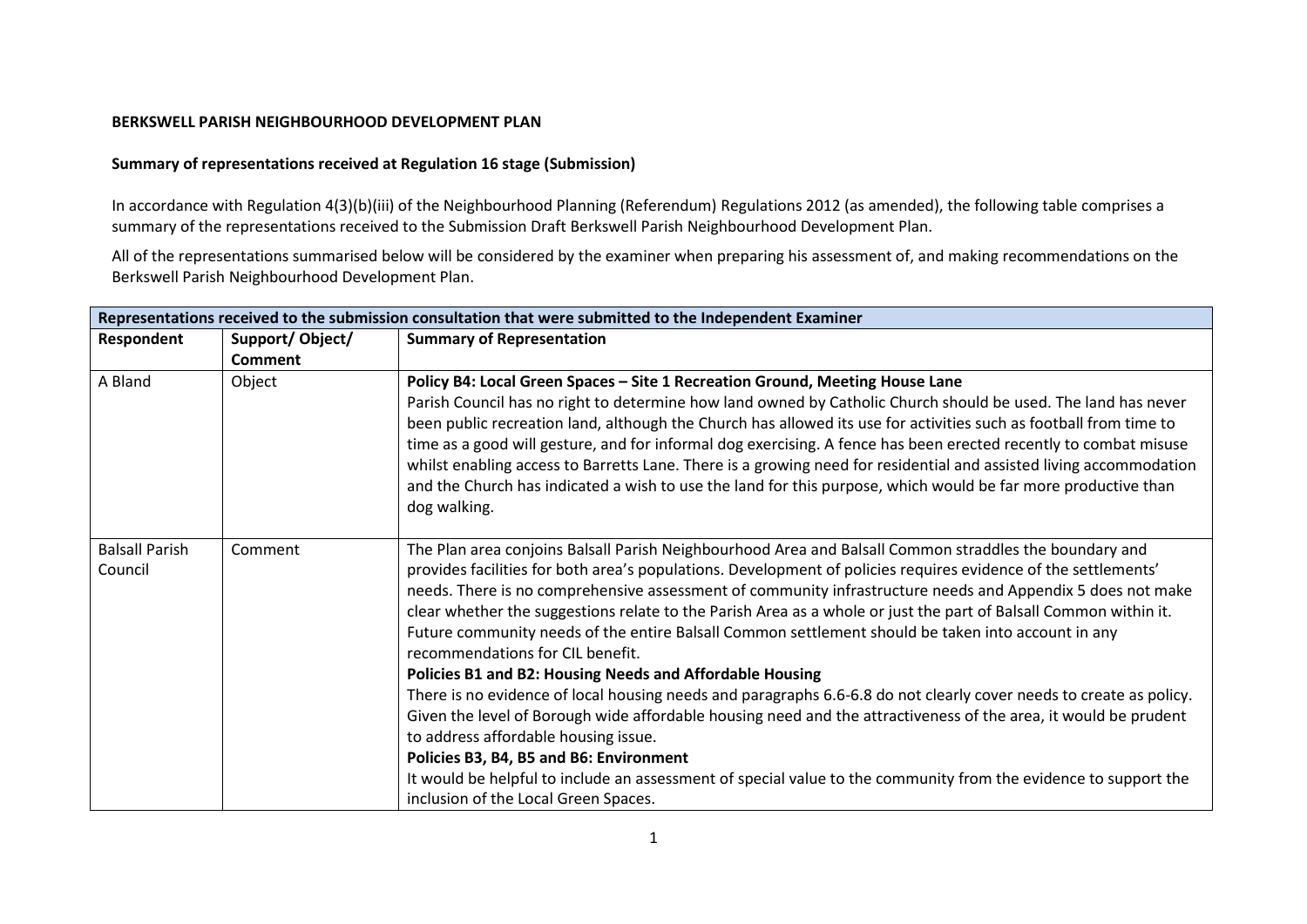**BERKSWELL PARISH NEIGHBOURHOOD DEVELOPMENT PLAN**

**Summary of representations received at Regulation 16 stage (Submission)**

In accordance with Regulation 4(3)(b)(iii) of the Neighbourhood Planning (Referendum) Regulations 2012 (as amended), the following table comprises a summary of the representations received to the Submission Draft Berkswell Parish Neighbourhood Development Plan.

All of the representations summarised below will be considered by the examiner when preparing his assessment of, and making recommendations on the Berkswell Parish Neighbourhood Development Plan.

| **Representations received to the submission consultation that were submitted to the Independent Examiner** | | |
|---|---|---|
| **Respondent** | **Support/ Object/ Comment** | **Summary of Representation** |
| A Bland | Object | **Policy B4: Local Green Spaces – Site 1 Recreation Ground, Meeting House Lane**<br>Parish Council has no right to determine how land owned by Catholic Church should be used. The land has never been public recreation land, although the Church has allowed its use for activities such as football from time to time as a good will gesture, and for informal dog exercising. A fence has been erected recently to combat misuse whilst enabling access to Barretts Lane. There is a growing need for residential and assisted living accommodation and the Church has indicated a wish to use the land for this purpose, which would be far more productive than dog walking. |
| Balsall Parish Council | Comment | The Plan area conjoins Balsall Parish Neighbourhood Area and Balsall Common straddles the boundary and provides facilities for both area's populations. Development of policies requires evidence of the settlements' needs. There is no comprehensive assessment of community infrastructure needs and Appendix 5 does not make clear whether the suggestions relate to the Parish Area as a whole or just the part of Balsall Common within it. Future community needs of the entire Balsall Common settlement should be taken into account in any recommendations for CIL benefit.<br>**Policies B1 and B2: Housing Needs and Affordable Housing**<br>There is no evidence of local housing needs and paragraphs 6.6-6.8 do not clearly cover needs to create as policy. Given the level of Borough wide affordable housing need and the attractiveness of the area, it would be prudent to address affordable housing issue.<br>**Policies B3, B4, B5 and B6: Environment**<br>It would be helpful to include an assessment of special value to the community from the evidence to support the inclusion of the Local Green Spaces. |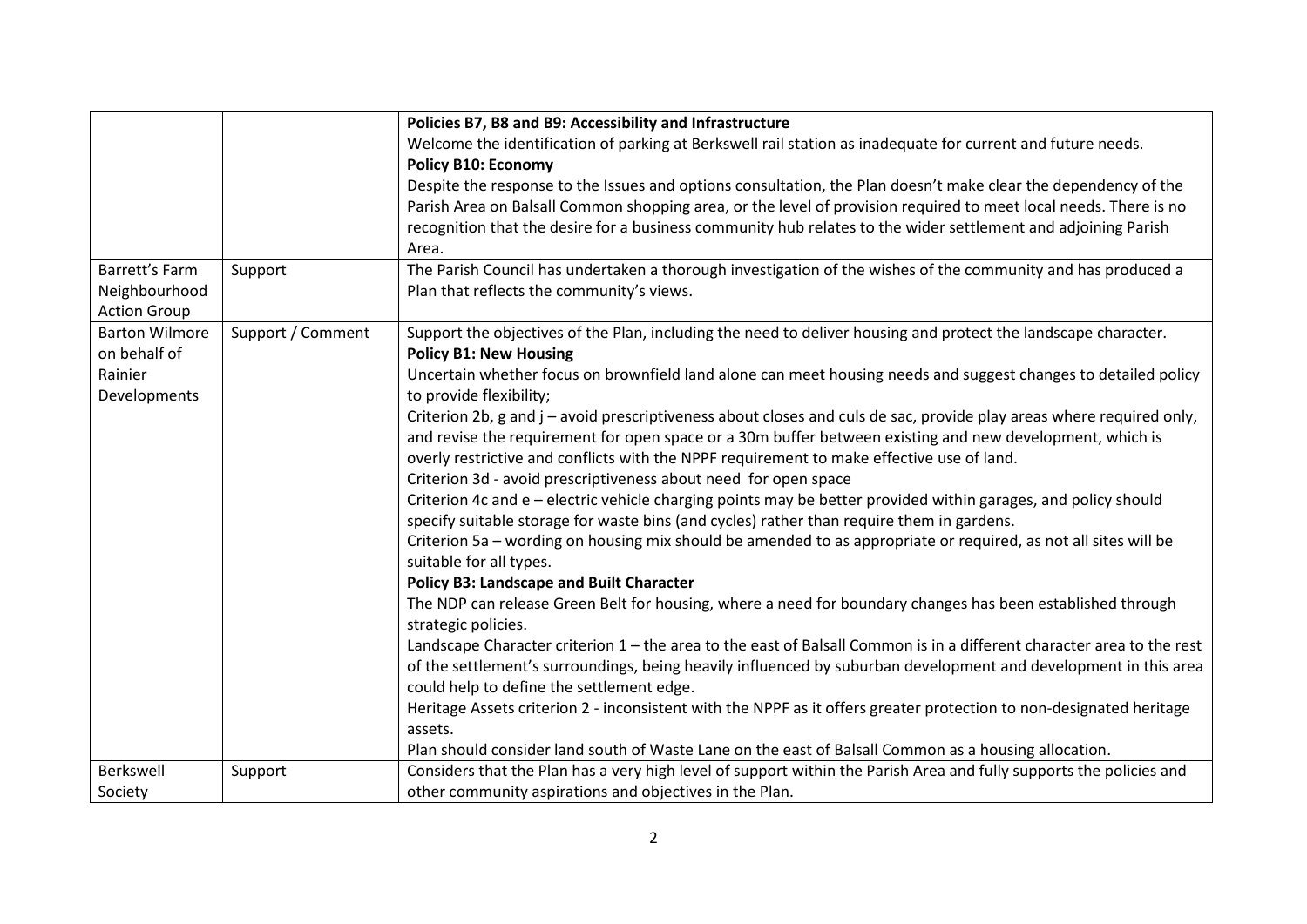| | | |
|---|---|---|
| | | **Policies B7, B8 and B9: Accessibility and Infrastructure**<br>Welcome the identification of parking at Berkswell rail station as inadequate for current and future needs.<br>**Policy B10: Economy**<br>Despite the response to the Issues and options consultation, the Plan doesn't make clear the dependency of the Parish Area on Balsall Common shopping area, or the level of provision required to meet local needs. There is no recognition that the desire for a business community hub relates to the wider settlement and adjoining Parish Area. |
| Barrett's Farm Neighbourhood Action Group | Support | The Parish Council has undertaken a thorough investigation of the wishes of the community and has produced a Plan that reflects the community's views. |
| Barton Wilmore on behalf of Rainier Developments | Support / Comment | Support the objectives of the Plan, including the need to deliver housing and protect the landscape character.<br>**Policy B1: New Housing**<br>Uncertain whether focus on brownfield land alone can meet housing needs and suggest changes to detailed policy to provide flexibility;<br>Criterion 2b, g and j – avoid prescriptiveness about closes and culs de sac, provide play areas where required only, and revise the requirement for open space or a 30m buffer between existing and new development, which is overly restrictive and conflicts with the NPPF requirement to make effective use of land.<br>Criterion 3d - avoid prescriptiveness about need for open space<br>Criterion 4c and e – electric vehicle charging points may be better provided within garages, and policy should specify suitable storage for waste bins (and cycles) rather than require them in gardens.<br>Criterion 5a – wording on housing mix should be amended to as appropriate or required, as not all sites will be suitable for all types.<br>**Policy B3: Landscape and Built Character**<br>The NDP can release Green Belt for housing, where a need for boundary changes has been established through strategic policies.<br>Landscape Character criterion 1 – the area to the east of Balsall Common is in a different character area to the rest of the settlement's surroundings, being heavily influenced by suburban development and development in this area could help to define the settlement edge.<br>Heritage Assets criterion 2 - inconsistent with the NPPF as it offers greater protection to non-designated heritage assets.<br>Plan should consider land south of Waste Lane on the east of Balsall Common as a housing allocation. |
| Berkswell Society | Support | Considers that the Plan has a very high level of support within the Parish Area and fully supports the policies and other community aspirations and objectives in the Plan. |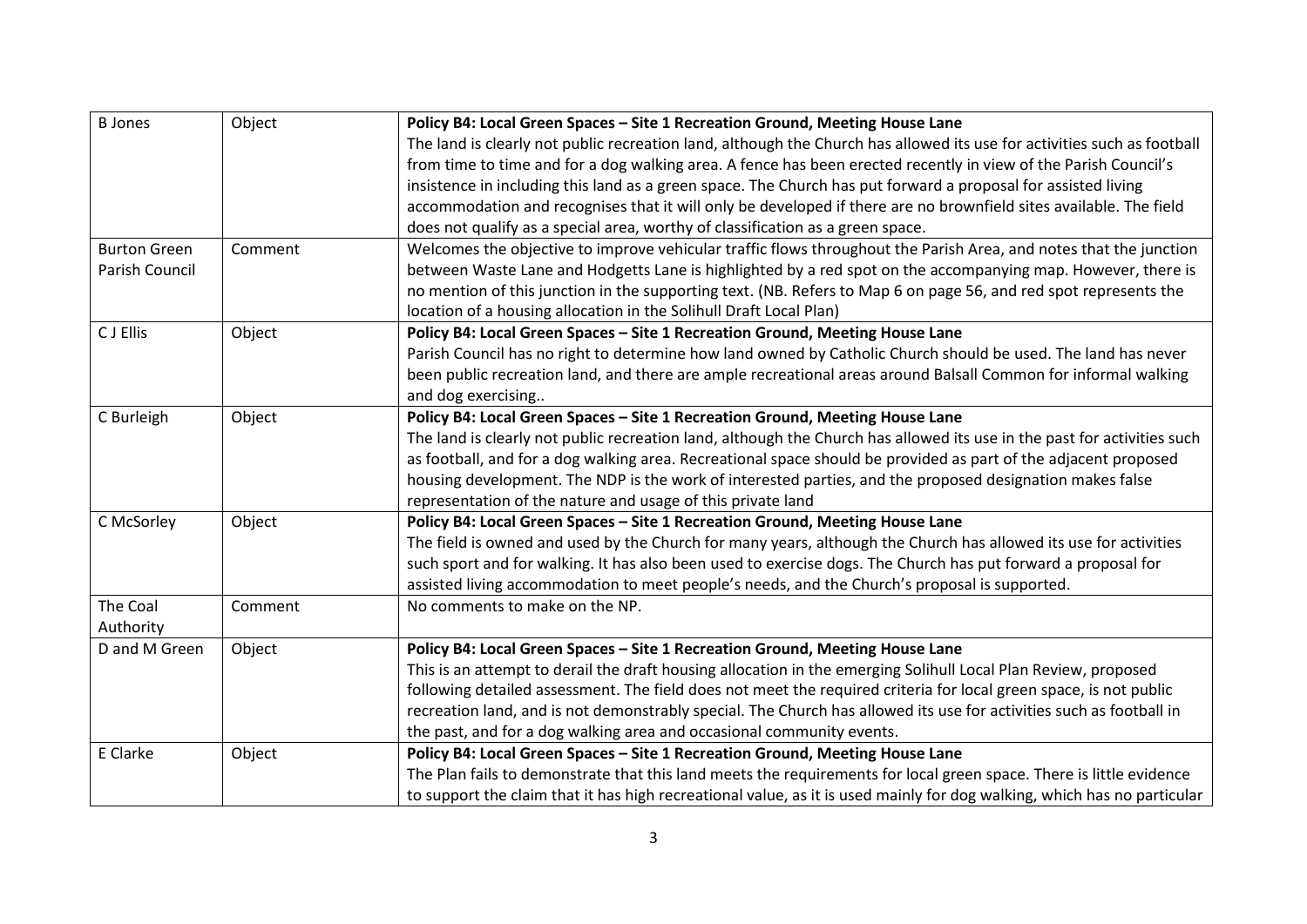| | | |
|---|---|---|
| B Jones | Object | **Policy B4: Local Green Spaces – Site 1 Recreation Ground, Meeting House Lane**<br>The land is clearly not public recreation land, although the Church has allowed its use for activities such as football from time to time and for a dog walking area. A fence has been erected recently in view of the Parish Council's insistence in including this land as a green space. The Church has put forward a proposal for assisted living accommodation and recognises that it will only be developed if there are no brownfield sites available. The field does not qualify as a special area, worthy of classification as a green space. |
| Burton Green Parish Council | Comment | Welcomes the objective to improve vehicular traffic flows throughout the Parish Area, and notes that the junction between Waste Lane and Hodgetts Lane is highlighted by a red spot on the accompanying map. However, there is no mention of this junction in the supporting text. (NB. Refers to Map 6 on page 56, and red spot represents the location of a housing allocation in the Solihull Draft Local Plan) |
| C J Ellis | Object | **Policy B4: Local Green Spaces – Site 1 Recreation Ground, Meeting House Lane**<br>Parish Council has no right to determine how land owned by Catholic Church should be used. The land has never been public recreation land, and there are ample recreational areas around Balsall Common for informal walking and dog exercising.. |
| C Burleigh | Object | **Policy B4: Local Green Spaces – Site 1 Recreation Ground, Meeting House Lane**<br>The land is clearly not public recreation land, although the Church has allowed its use in the past for activities such as football, and for a dog walking area. Recreational space should be provided as part of the adjacent proposed housing development. The NDP is the work of interested parties, and the proposed designation makes false representation of the nature and usage of this private land |
| C McSorley | Object | **Policy B4: Local Green Spaces – Site 1 Recreation Ground, Meeting House Lane**<br>The field is owned and used by the Church for many years, although the Church has allowed its use for activities such sport and for walking. It has also been used to exercise dogs. The Church has put forward a proposal for assisted living accommodation to meet people's needs, and the Church's proposal is supported. |
| The Coal Authority | Comment | No comments to make on the NP. |
| D and M Green | Object | **Policy B4: Local Green Spaces – Site 1 Recreation Ground, Meeting House Lane**<br>This is an attempt to derail the draft housing allocation in the emerging Solihull Local Plan Review, proposed following detailed assessment. The field does not meet the required criteria for local green space, is not public recreation land, and is not demonstrably special. The Church has allowed its use for activities such as football in the past, and for a dog walking area and occasional community events. |
| E Clarke | Object | **Policy B4: Local Green Spaces – Site 1 Recreation Ground, Meeting House Lane**<br>The Plan fails to demonstrate that this land meets the requirements for local green space. There is little evidence to support the claim that it has high recreational value, as it is used mainly for dog walking, which has no particular |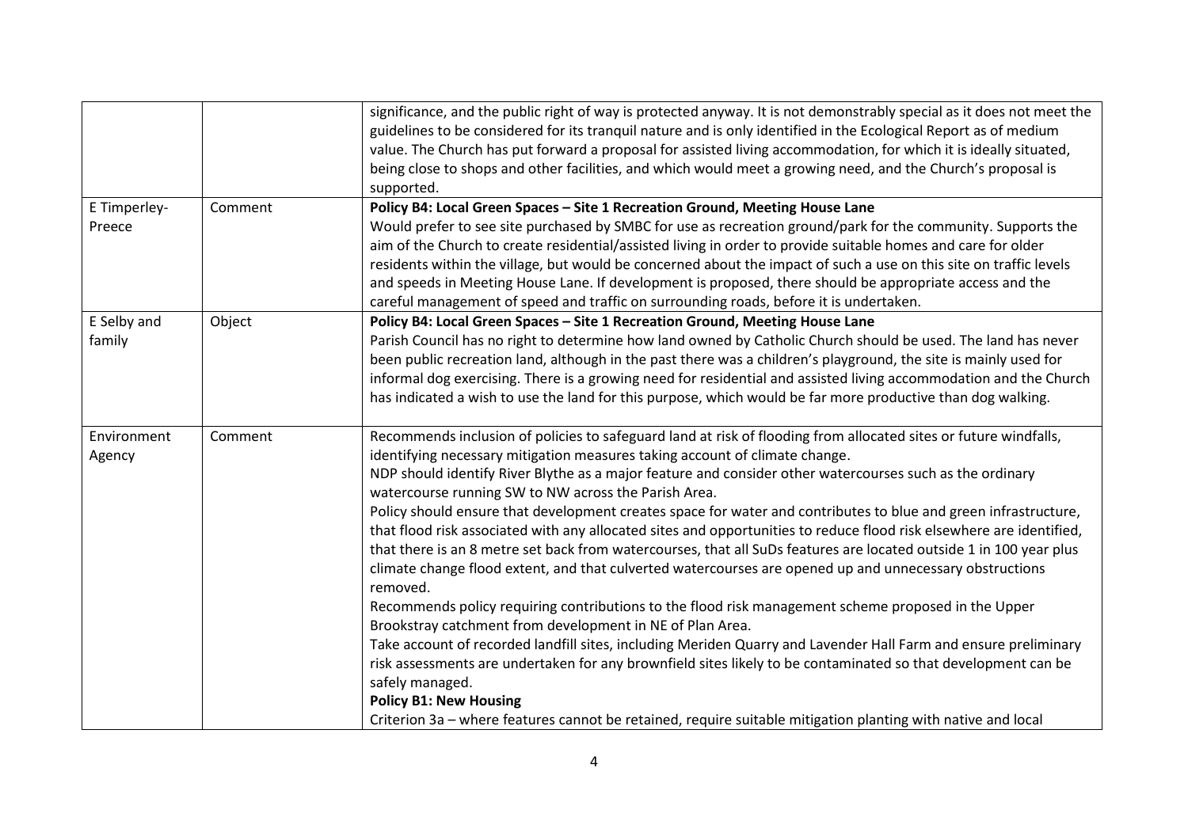| | | |
|---|---|---|
| | | significance, and the public right of way is protected anyway. It is not demonstrably special as it does not meet the guidelines to be considered for its tranquil nature and is only identified in the Ecological Report as of medium value. The Church has put forward a proposal for assisted living accommodation, for which it is ideally situated, being close to shops and other facilities, and which would meet a growing need, and the Church's proposal is supported. |
| E Timperley-Preece | Comment | **Policy B4: Local Green Spaces – Site 1 Recreation Ground, Meeting House Lane**<br>Would prefer to see site purchased by SMBC for use as recreation ground/park for the community. Supports the aim of the Church to create residential/assisted living in order to provide suitable homes and care for older residents within the village, but would be concerned about the impact of such a use on this site on traffic levels and speeds in Meeting House Lane. If development is proposed, there should be appropriate access and the careful management of speed and traffic on surrounding roads, before it is undertaken. |
| E Selby and family | Object | **Policy B4: Local Green Spaces – Site 1 Recreation Ground, Meeting House Lane**<br>Parish Council has no right to determine how land owned by Catholic Church should be used. The land has never been public recreation land, although in the past there was a children's playground, the site is mainly used for informal dog exercising. There is a growing need for residential and assisted living accommodation and the Church has indicated a wish to use the land for this purpose, which would be far more productive than dog walking. |
| Environment Agency | Comment | Recommends inclusion of policies to safeguard land at risk of flooding from allocated sites or future windfalls, identifying necessary mitigation measures taking account of climate change.<br>NDP should identify River Blythe as a major feature and consider other watercourses such as the ordinary watercourse running SW to NW across the Parish Area.<br>Policy should ensure that development creates space for water and contributes to blue and green infrastructure, that flood risk associated with any allocated sites and opportunities to reduce flood risk elsewhere are identified, that there is an 8 metre set back from watercourses, that all SuDs features are located outside 1 in 100 year plus climate change flood extent, and that culverted watercourses are opened up and unnecessary obstructions removed.<br>Recommends policy requiring contributions to the flood risk management scheme proposed in the Upper Brookstray catchment from development in NE of Plan Area.<br>Take account of recorded landfill sites, including Meriden Quarry and Lavender Hall Farm and ensure preliminary risk assessments are undertaken for any brownfield sites likely to be contaminated so that development can be safely managed.<br>**Policy B1: New Housing**<br>Criterion 3a – where features cannot be retained, require suitable mitigation planting with native and local |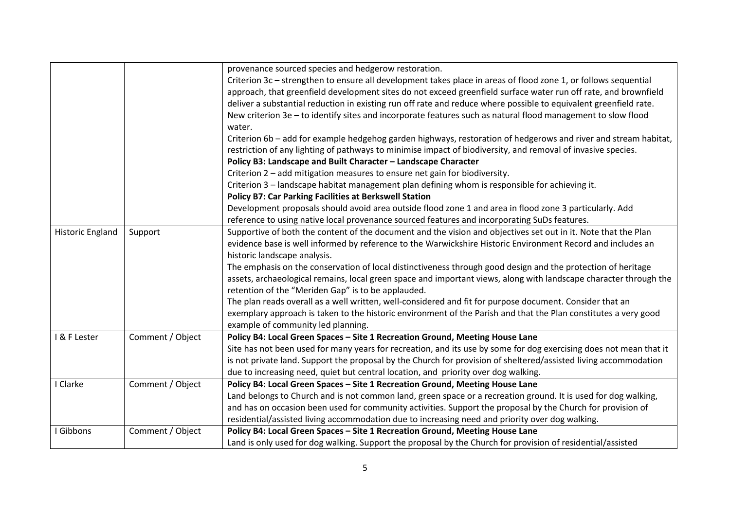| | | |
|---|---|---|
| | | provenance sourced species and hedgerow restoration.<br>Criterion 3c – strengthen to ensure all development takes place in areas of flood zone 1, or follows sequential approach, that greenfield development sites do not exceed greenfield surface water run off rate, and brownfield deliver a substantial reduction in existing run off rate and reduce where possible to equivalent greenfield rate.<br>New criterion 3e – to identify sites and incorporate features such as natural flood management to slow flood water.<br>Criterion 6b – add for example hedgehog garden highways, restoration of hedgerows and river and stream habitat, restriction of any lighting of pathways to minimise impact of biodiversity, and removal of invasive species.<br>**Policy B3: Landscape and Built Character – Landscape Character**<br>Criterion 2 – add mitigation measures to ensure net gain for biodiversity.<br>Criterion 3 – landscape habitat management plan defining whom is responsible for achieving it.<br>**Policy B7: Car Parking Facilities at Berkswell Station**<br>Development proposals should avoid area outside flood zone 1 and area in flood zone 3 particularly. Add reference to using native local provenance sourced features and incorporating SuDs features. |
| Historic England | Support | Supportive of both the content of the document and the vision and objectives set out in it. Note that the Plan evidence base is well informed by reference to the Warwickshire Historic Environment Record and includes an historic landscape analysis.<br>The emphasis on the conservation of local distinctiveness through good design and the protection of heritage assets, archaeological remains, local green space and important views, along with landscape character through the retention of the "Meriden Gap" is to be applauded.<br>The plan reads overall as a well written, well-considered and fit for purpose document. Consider that an exemplary approach is taken to the historic environment of the Parish and that the Plan constitutes a very good example of community led planning. |
| I & F Lester | Comment / Object | **Policy B4: Local Green Spaces – Site 1 Recreation Ground, Meeting House Lane**<br>Site has not been used for many years for recreation, and its use by some for dog exercising does not mean that it is not private land. Support the proposal by the Church for provision of sheltered/assisted living accommodation due to increasing need, quiet but central location, and priority over dog walking. |
| I Clarke | Comment / Object | **Policy B4: Local Green Spaces – Site 1 Recreation Ground, Meeting House Lane**<br>Land belongs to Church and is not common land, green space or a recreation ground. It is used for dog walking, and has on occasion been used for community activities. Support the proposal by the Church for provision of residential/assisted living accommodation due to increasing need and priority over dog walking. |
| I Gibbons | Comment / Object | **Policy B4: Local Green Spaces – Site 1 Recreation Ground, Meeting House Lane**<br>Land is only used for dog walking. Support the proposal by the Church for provision of residential/assisted |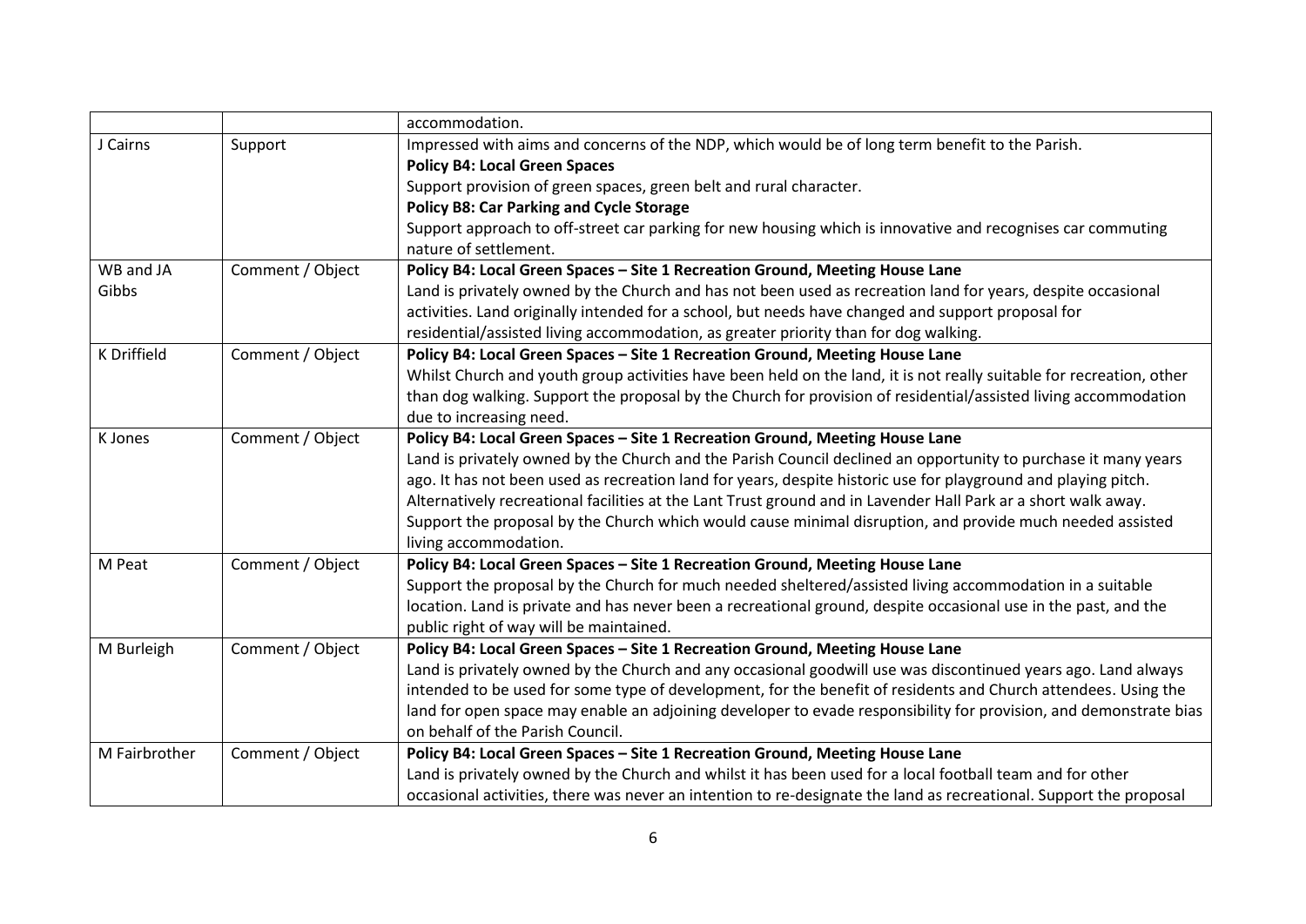| | | |
|---|---|---|
| | | accommodation. |
| J Cairns | Support | Impressed with aims and concerns of the NDP, which would be of long term benefit to the Parish.<br>**Policy B4: Local Green Spaces**<br>Support provision of green spaces, green belt and rural character.<br>**Policy B8: Car Parking and Cycle Storage**<br>Support approach to off-street car parking for new housing which is innovative and recognises car commuting nature of settlement. |
| WB and JA Gibbs | Comment / Object | **Policy B4: Local Green Spaces – Site 1 Recreation Ground, Meeting House Lane**<br>Land is privately owned by the Church and has not been used as recreation land for years, despite occasional activities. Land originally intended for a school, but needs have changed and support proposal for residential/assisted living accommodation, as greater priority than for dog walking. |
| K Driffield | Comment / Object | **Policy B4: Local Green Spaces – Site 1 Recreation Ground, Meeting House Lane**<br>Whilst Church and youth group activities have been held on the land, it is not really suitable for recreation, other than dog walking. Support the proposal by the Church for provision of residential/assisted living accommodation due to increasing need. |
| K Jones | Comment / Object | **Policy B4: Local Green Spaces – Site 1 Recreation Ground, Meeting House Lane**<br>Land is privately owned by the Church and the Parish Council declined an opportunity to purchase it many years ago. It has not been used as recreation land for years, despite historic use for playground and playing pitch. Alternatively recreational facilities at the Lant Trust ground and in Lavender Hall Park ar a short walk away. Support the proposal by the Church which would cause minimal disruption, and provide much needed assisted living accommodation. |
| M Peat | Comment / Object | **Policy B4: Local Green Spaces – Site 1 Recreation Ground, Meeting House Lane**<br>Support the proposal by the Church for much needed sheltered/assisted living accommodation in a suitable location. Land is private and has never been a recreational ground, despite occasional use in the past, and the public right of way will be maintained. |
| M Burleigh | Comment / Object | **Policy B4: Local Green Spaces – Site 1 Recreation Ground, Meeting House Lane**<br>Land is privately owned by the Church and any occasional goodwill use was discontinued years ago. Land always intended to be used for some type of development, for the benefit of residents and Church attendees. Using the land for open space may enable an adjoining developer to evade responsibility for provision, and demonstrate bias on behalf of the Parish Council. |
| M Fairbrother | Comment / Object | **Policy B4: Local Green Spaces – Site 1 Recreation Ground, Meeting House Lane**<br>Land is privately owned by the Church and whilst it has been used for a local football team and for other occasional activities, there was never an intention to re-designate the land as recreational. Support the proposal |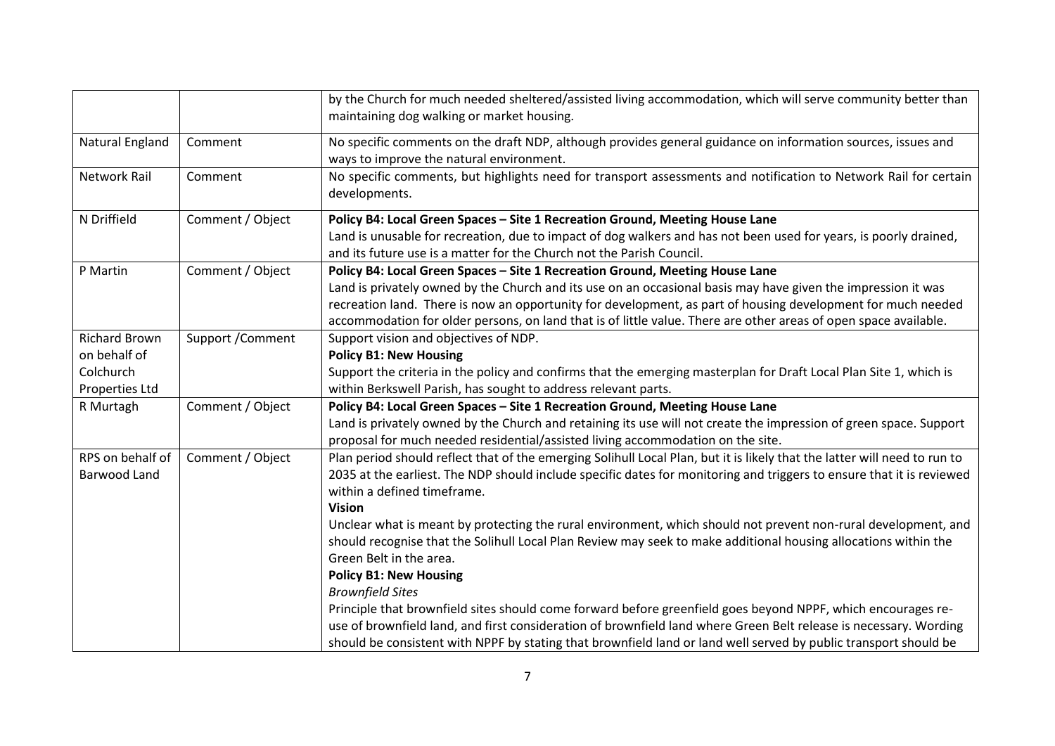| | | |
|---|---|---|
| | | by the Church for much needed sheltered/assisted living accommodation, which will serve community better than maintaining dog walking or market housing. |
| Natural England | Comment | No specific comments on the draft NDP, although provides general guidance on information sources, issues and ways to improve the natural environment. |
| Network Rail | Comment | No specific comments, but highlights need for transport assessments and notification to Network Rail for certain developments. |
| N Driffield | Comment / Object | **Policy B4: Local Green Spaces – Site 1 Recreation Ground, Meeting House Lane**<br>Land is unusable for recreation, due to impact of dog walkers and has not been used for years, is poorly drained, and its future use is a matter for the Church not the Parish Council. |
| P Martin | Comment / Object | **Policy B4: Local Green Spaces – Site 1 Recreation Ground, Meeting House Lane**<br>Land is privately owned by the Church and its use on an occasional basis may have given the impression it was recreation land. There is now an opportunity for development, as part of housing development for much needed accommodation for older persons, on land that is of little value. There are other areas of open space available. |
| Richard Brown on behalf of Colchurch Properties Ltd | Support /Comment | Support vision and objectives of NDP.<br>**Policy B1: New Housing**<br>Support the criteria in the policy and confirms that the emerging masterplan for Draft Local Plan Site 1, which is within Berkswell Parish, has sought to address relevant parts. |
| R Murtagh | Comment / Object | **Policy B4: Local Green Spaces – Site 1 Recreation Ground, Meeting House Lane**<br>Land is privately owned by the Church and retaining its use will not create the impression of green space. Support proposal for much needed residential/assisted living accommodation on the site. |
| RPS on behalf of Barwood Land | Comment / Object | Plan period should reflect that of the emerging Solihull Local Plan, but it is likely that the latter will need to run to 2035 at the earliest. The NDP should include specific dates for monitoring and triggers to ensure that it is reviewed within a defined timeframe.<br>**Vision**<br>Unclear what is meant by protecting the rural environment, which should not prevent non-rural development, and should recognise that the Solihull Local Plan Review may seek to make additional housing allocations within the Green Belt in the area.<br>**Policy B1: New Housing**<br>*Brownfield Sites*<br>Principle that brownfield sites should come forward before greenfield goes beyond NPPF, which encourages re-use of brownfield land, and first consideration of brownfield land where Green Belt release is necessary. Wording should be consistent with NPPF by stating that brownfield land or land well served by public transport should be |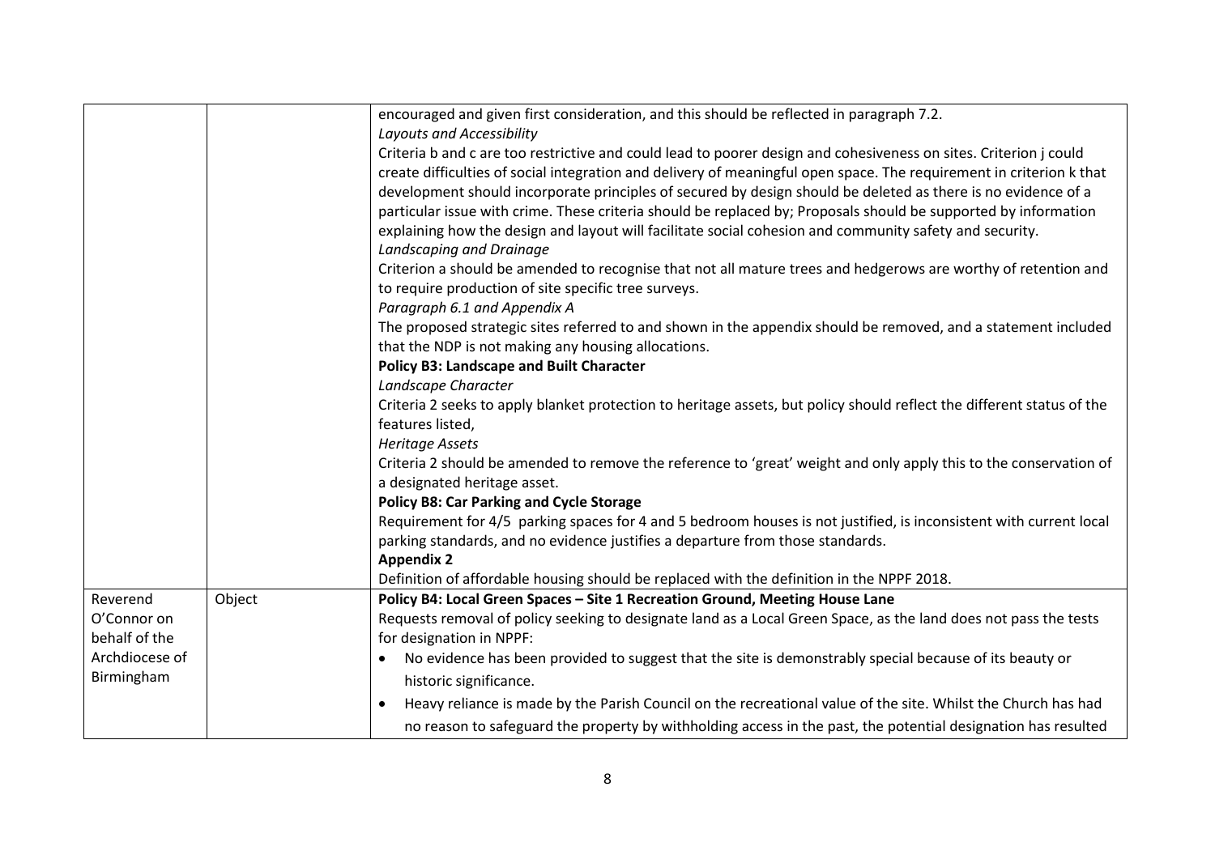| | | |
|---|---|---|
| | | encouraged and given first consideration, and this should be reflected in paragraph 7.2.<br>*Layouts and Accessibility*<br>Criteria b and c are too restrictive and could lead to poorer design and cohesiveness on sites. Criterion j could create difficulties of social integration and delivery of meaningful open space. The requirement in criterion k that development should incorporate principles of secured by design should be deleted as there is no evidence of a particular issue with crime. These criteria should be replaced by; Proposals should be supported by information explaining how the design and layout will facilitate social cohesion and community safety and security.<br>*Landscaping and Drainage*<br>Criterion a should be amended to recognise that not all mature trees and hedgerows are worthy of retention and to require production of site specific tree surveys.<br>*Paragraph 6.1 and Appendix A*<br>The proposed strategic sites referred to and shown in the appendix should be removed, and a statement included that the NDP is not making any housing allocations.<br>**Policy B3: Landscape and Built Character**<br>*Landscape Character*<br>Criteria 2 seeks to apply blanket protection to heritage assets, but policy should reflect the different status of the features listed,<br>*Heritage Assets*<br>Criteria 2 should be amended to remove the reference to 'great' weight and only apply this to the conservation of a designated heritage asset.<br>**Policy B8: Car Parking and Cycle Storage**<br>Requirement for 4/5 parking spaces for 4 and 5 bedroom houses is not justified, is inconsistent with current local parking standards, and no evidence justifies a departure from those standards.<br>**Appendix 2**<br>Definition of affordable housing should be replaced with the definition in the NPPF 2018. |
| Reverend O'Connor on behalf of the Archdiocese of Birmingham | Object | **Policy B4: Local Green Spaces – Site 1 Recreation Ground, Meeting House Lane**<br>Requests removal of policy seeking to designate land as a Local Green Space, as the land does not pass the tests for designation in NPPF:<br>• No evidence has been provided to suggest that the site is demonstrably special because of its beauty or historic significance.<br>• Heavy reliance is made by the Parish Council on the recreational value of the site. Whilst the Church has had no reason to safeguard the property by withholding access in the past, the potential designation has resulted |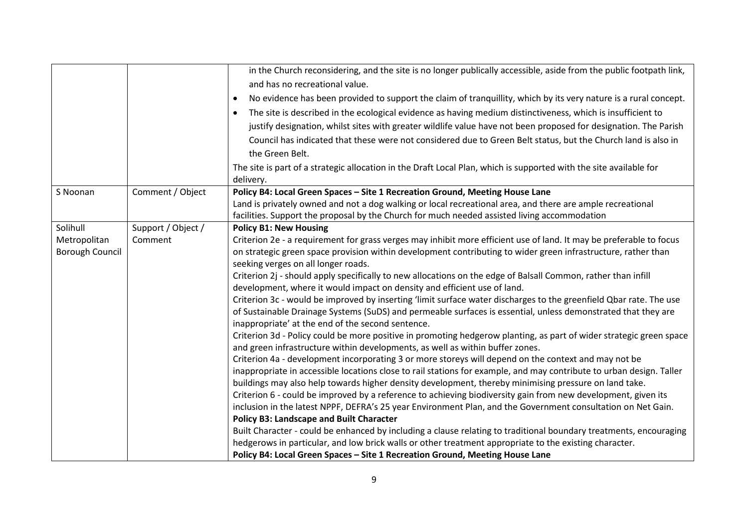| | | |
|---|---|---|
| | | in the Church reconsidering, and the site is no longer publically accessible, aside from the public footpath link, and has no recreational value.<br>• No evidence has been provided to support the claim of tranquillity, which by its very nature is a rural concept.<br>• The site is described in the ecological evidence as having medium distinctiveness, which is insufficient to justify designation, whilst sites with greater wildlife value have not been proposed for designation. The Parish Council has indicated that these were not considered due to Green Belt status, but the Church land is also in the Green Belt.<br>The site is part of a strategic allocation in the Draft Local Plan, which is supported with the site available for delivery. |
| S Noonan | Comment / Object | **Policy B4: Local Green Spaces – Site 1 Recreation Ground, Meeting House Lane**<br>Land is privately owned and not a dog walking or local recreational area, and there are ample recreational facilities. Support the proposal by the Church for much needed assisted living accommodation |
| Solihull Metropolitan Borough Council | Support / Object / Comment | **Policy B1: New Housing**<br>Criterion 2e - a requirement for grass verges may inhibit more efficient use of land. It may be preferable to focus on strategic green space provision within development contributing to wider green infrastructure, rather than seeking verges on all longer roads.<br>Criterion 2j - should apply specifically to new allocations on the edge of Balsall Common, rather than infill development, where it would impact on density and efficient use of land.<br>Criterion 3c - would be improved by inserting 'limit surface water discharges to the greenfield Qbar rate. The use of Sustainable Drainage Systems (SuDS) and permeable surfaces is essential, unless demonstrated that they are inappropriate' at the end of the second sentence.<br>Criterion 3d - Policy could be more positive in promoting hedgerow planting, as part of wider strategic green space and green infrastructure within developments, as well as within buffer zones.<br>Criterion 4a - development incorporating 3 or more storeys will depend on the context and may not be inappropriate in accessible locations close to rail stations for example, and may contribute to urban design. Taller buildings may also help towards higher density development, thereby minimising pressure on land take.<br>Criterion 6 - could be improved by a reference to achieving biodiversity gain from new development, given its inclusion in the latest NPPF, DEFRA's 25 year Environment Plan, and the Government consultation on Net Gain.<br>**Policy B3: Landscape and Built Character**<br>Built Character - could be enhanced by including a clause relating to traditional boundary treatments, encouraging hedgerows in particular, and low brick walls or other treatment appropriate to the existing character.<br>**Policy B4: Local Green Spaces – Site 1 Recreation Ground, Meeting House Lane** |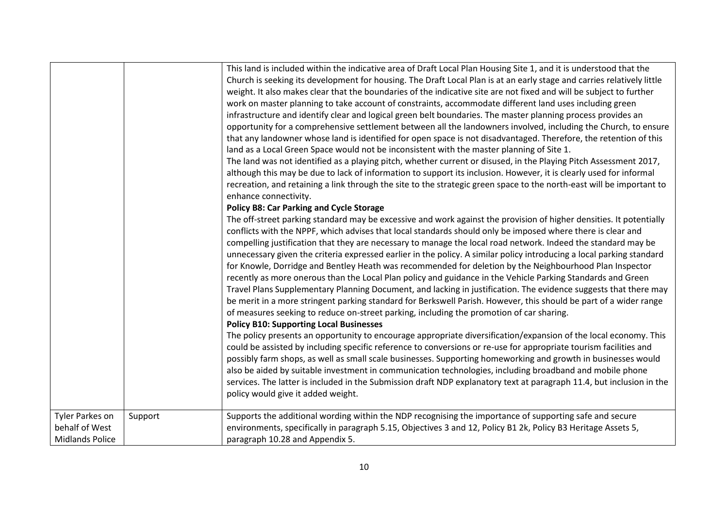| | | |
|---|---|---|
| | | This land is included within the indicative area of Draft Local Plan Housing Site 1, and it is understood that the Church is seeking its development for housing. The Draft Local Plan is at an early stage and carries relatively little weight. It also makes clear that the boundaries of the indicative site are not fixed and will be subject to further work on master planning to take account of constraints, accommodate different land uses including green infrastructure and identify clear and logical green belt boundaries. The master planning process provides an opportunity for a comprehensive settlement between all the landowners involved, including the Church, to ensure that any landowner whose land is identified for open space is not disadvantaged. Therefore, the retention of this land as a Local Green Space would not be inconsistent with the master planning of Site 1.<br>The land was not identified as a playing pitch, whether current or disused, in the Playing Pitch Assessment 2017, although this may be due to lack of information to support its inclusion. However, it is clearly used for informal recreation, and retaining a link through the site to the strategic green space to the north-east will be important to enhance connectivity.<br>**Policy B8: Car Parking and Cycle Storage**<br>The off-street parking standard may be excessive and work against the provision of higher densities. It potentially conflicts with the NPPF, which advises that local standards should only be imposed where there is clear and compelling justification that they are necessary to manage the local road network. Indeed the standard may be unnecessary given the criteria expressed earlier in the policy. A similar policy introducing a local parking standard for Knowle, Dorridge and Bentley Heath was recommended for deletion by the Neighbourhood Plan Inspector recently as more onerous than the Local Plan policy and guidance in the Vehicle Parking Standards and Green Travel Plans Supplementary Planning Document, and lacking in justification. The evidence suggests that there may be merit in a more stringent parking standard for Berkswell Parish. However, this should be part of a wider range of measures seeking to reduce on-street parking, including the promotion of car sharing.<br>**Policy B10: Supporting Local Businesses**<br>The policy presents an opportunity to encourage appropriate diversification/expansion of the local economy. This could be assisted by including specific reference to conversions or re-use for appropriate tourism facilities and possibly farm shops, as well as small scale businesses. Supporting homeworking and growth in businesses would also be aided by suitable investment in communication technologies, including broadband and mobile phone services. The latter is included in the Submission draft NDP explanatory text at paragraph 11.4, but inclusion in the policy would give it added weight. |
| Tyler Parkes on behalf of West Midlands Police | Support | Supports the additional wording within the NDP recognising the importance of supporting safe and secure environments, specifically in paragraph 5.15, Objectives 3 and 12, Policy B1 2k, Policy B3 Heritage Assets 5, paragraph 10.28 and Appendix 5. |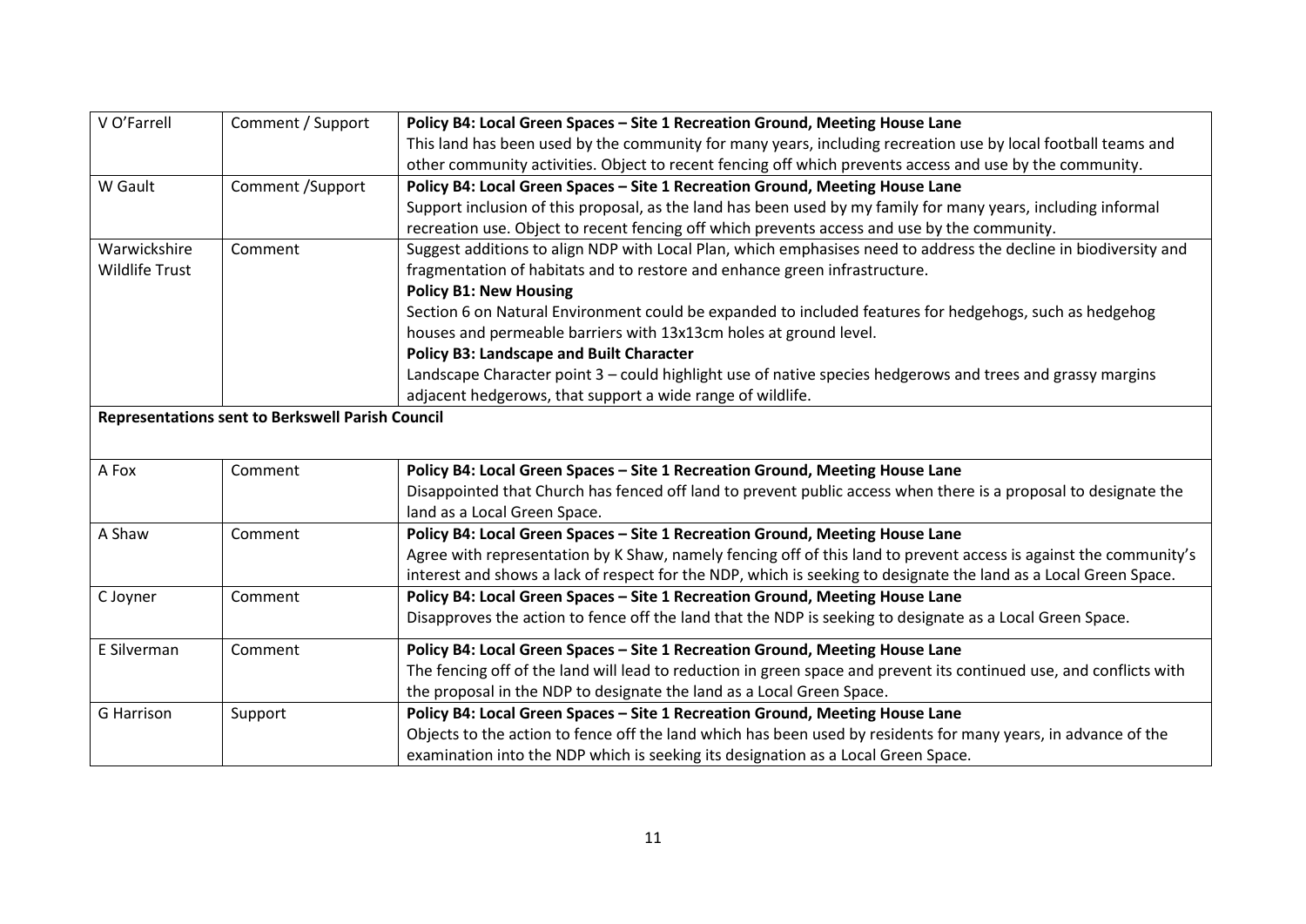| | | |
|---|---|---|
| V O'Farrell | Comment / Support | **Policy B4: Local Green Spaces – Site 1 Recreation Ground, Meeting House Lane**<br>This land has been used by the community for many years, including recreation use by local football teams and other community activities. Object to recent fencing off which prevents access and use by the community. |
| W Gault | Comment /Support | **Policy B4: Local Green Spaces – Site 1 Recreation Ground, Meeting House Lane**<br>Support inclusion of this proposal, as the land has been used by my family for many years, including informal recreation use. Object to recent fencing off which prevents access and use by the community. |
| Warwickshire Wildlife Trust | Comment | Suggest additions to align NDP with Local Plan, which emphasises need to address the decline in biodiversity and fragmentation of habitats and to restore and enhance green infrastructure.<br>**Policy B1: New Housing**<br>Section 6 on Natural Environment could be expanded to included features for hedgehogs, such as hedgehog houses and permeable barriers with 13x13cm holes at ground level.<br>**Policy B3: Landscape and Built Character**<br>Landscape Character point 3 – could highlight use of native species hedgerows and trees and grassy margins adjacent hedgerows, that support a wide range of wildlife. |
| **Representations sent to Berkswell Parish Council** | | |
| A Fox | Comment | **Policy B4: Local Green Spaces – Site 1 Recreation Ground, Meeting House Lane**<br>Disappointed that Church has fenced off land to prevent public access when there is a proposal to designate the land as a Local Green Space. |
| A Shaw | Comment | **Policy B4: Local Green Spaces – Site 1 Recreation Ground, Meeting House Lane**<br>Agree with representation by K Shaw, namely fencing off of this land to prevent access is against the community's interest and shows a lack of respect for the NDP, which is seeking to designate the land as a Local Green Space. |
| C Joyner | Comment | **Policy B4: Local Green Spaces – Site 1 Recreation Ground, Meeting House Lane**<br>Disapproves the action to fence off the land that the NDP is seeking to designate as a Local Green Space. |
| E Silverman | Comment | **Policy B4: Local Green Spaces – Site 1 Recreation Ground, Meeting House Lane**<br>The fencing off of the land will lead to reduction in green space and prevent its continued use, and conflicts with the proposal in the NDP to designate the land as a Local Green Space. |
| G Harrison | Support | **Policy B4: Local Green Spaces – Site 1 Recreation Ground, Meeting House Lane**<br>Objects to the action to fence off the land which has been used by residents for many years, in advance of the examination into the NDP which is seeking its designation as a Local Green Space. |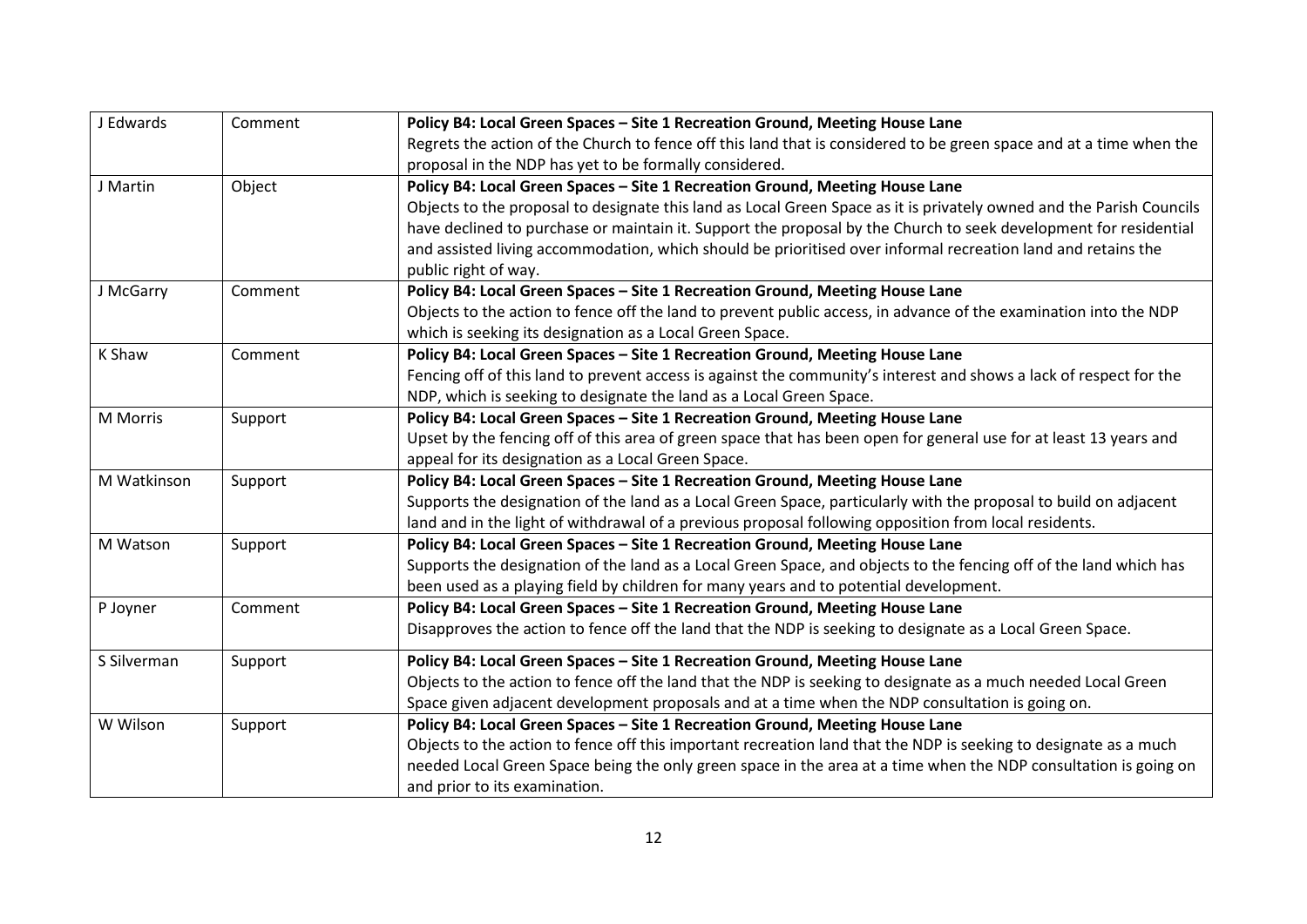| | | |
|---|---|---|
| J Edwards | Comment | **Policy B4: Local Green Spaces – Site 1 Recreation Ground, Meeting House Lane**<br>Regrets the action of the Church to fence off this land that is considered to be green space and at a time when the proposal in the NDP has yet to be formally considered. |
| J Martin | Object | **Policy B4: Local Green Spaces – Site 1 Recreation Ground, Meeting House Lane**<br>Objects to the proposal to designate this land as Local Green Space as it is privately owned and the Parish Councils have declined to purchase or maintain it. Support the proposal by the Church to seek development for residential and assisted living accommodation, which should be prioritised over informal recreation land and retains the public right of way. |
| J McGarry | Comment | **Policy B4: Local Green Spaces – Site 1 Recreation Ground, Meeting House Lane**<br>Objects to the action to fence off the land to prevent public access, in advance of the examination into the NDP which is seeking its designation as a Local Green Space. |
| K Shaw | Comment | **Policy B4: Local Green Spaces – Site 1 Recreation Ground, Meeting House Lane**<br>Fencing off of this land to prevent access is against the community's interest and shows a lack of respect for the NDP, which is seeking to designate the land as a Local Green Space. |
| M Morris | Support | **Policy B4: Local Green Spaces – Site 1 Recreation Ground, Meeting House Lane**<br>Upset by the fencing off of this area of green space that has been open for general use for at least 13 years and appeal for its designation as a Local Green Space. |
| M Watkinson | Support | **Policy B4: Local Green Spaces – Site 1 Recreation Ground, Meeting House Lane**<br>Supports the designation of the land as a Local Green Space, particularly with the proposal to build on adjacent land and in the light of withdrawal of a previous proposal following opposition from local residents. |
| M Watson | Support | **Policy B4: Local Green Spaces – Site 1 Recreation Ground, Meeting House Lane**<br>Supports the designation of the land as a Local Green Space, and objects to the fencing off of the land which has been used as a playing field by children for many years and to potential development. |
| P Joyner | Comment | **Policy B4: Local Green Spaces – Site 1 Recreation Ground, Meeting House Lane**<br>Disapproves the action to fence off the land that the NDP is seeking to designate as a Local Green Space. |
| S Silverman | Support | **Policy B4: Local Green Spaces – Site 1 Recreation Ground, Meeting House Lane**<br>Objects to the action to fence off the land that the NDP is seeking to designate as a much needed Local Green Space given adjacent development proposals and at a time when the NDP consultation is going on. |
| W Wilson | Support | **Policy B4: Local Green Spaces – Site 1 Recreation Ground, Meeting House Lane**<br>Objects to the action to fence off this important recreation land that the NDP is seeking to designate as a much needed Local Green Space being the only green space in the area at a time when the NDP consultation is going on and prior to its examination. |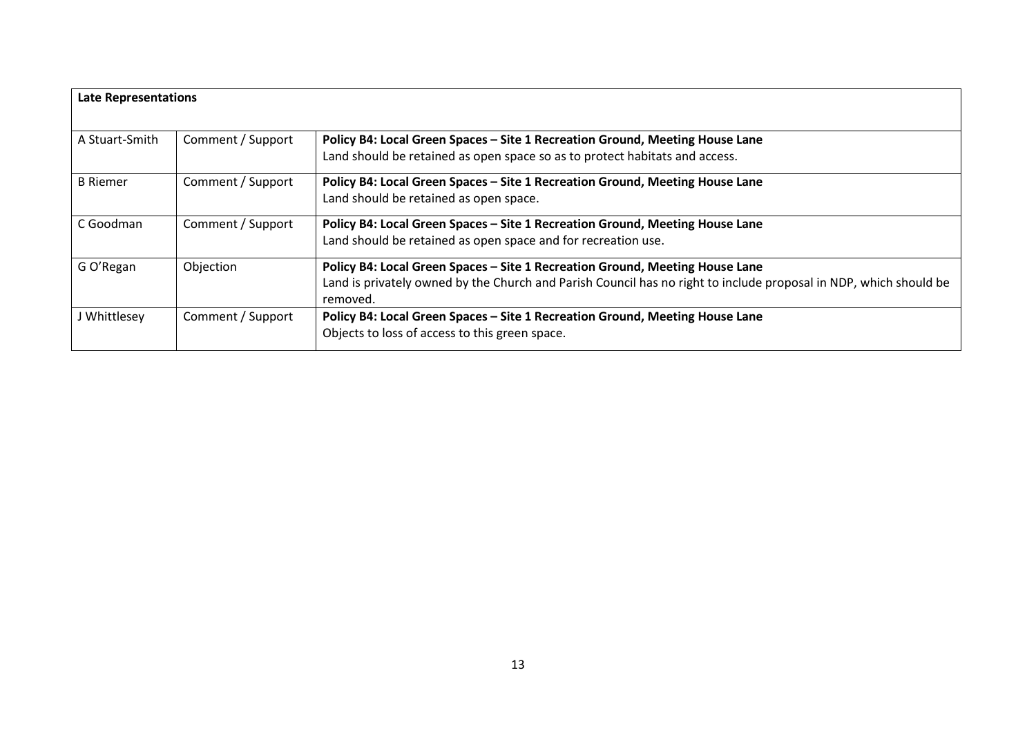| Late Representations | | |
|---|---|---|
| A Stuart-Smith | Comment / Support | **Policy B4: Local Green Spaces – Site 1 Recreation Ground, Meeting House Lane**<br>Land should be retained as open space so as to protect habitats and access. |
| B Riemer | Comment / Support | **Policy B4: Local Green Spaces – Site 1 Recreation Ground, Meeting House Lane**<br>Land should be retained as open space. |
| C Goodman | Comment / Support | **Policy B4: Local Green Spaces – Site 1 Recreation Ground, Meeting House Lane**<br>Land should be retained as open space and for recreation use. |
| G O'Regan | Objection | **Policy B4: Local Green Spaces – Site 1 Recreation Ground, Meeting House Lane**<br>Land is privately owned by the Church and Parish Council has no right to include proposal in NDP, which should be removed. |
| J Whittlesey | Comment / Support | **Policy B4: Local Green Spaces – Site 1 Recreation Ground, Meeting House Lane**<br>Objects to loss of access to this green space. |